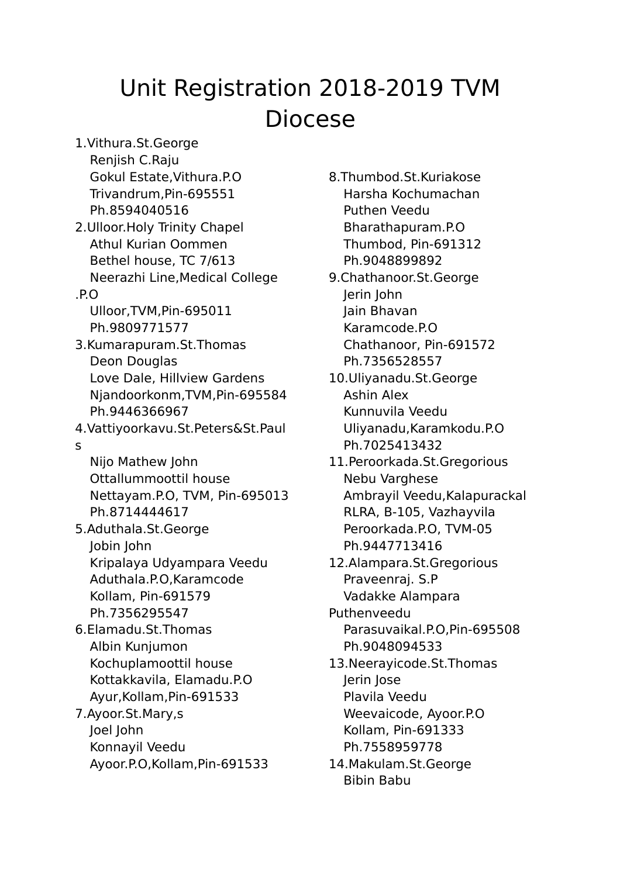# Unit Registration 2018-2019 TVM Diocese

1.Vithura.St.George
Renjish C.Raju
Gokul Estate,Vithura.P.O
Trivandrum,Pin-695551
Ph.8594040516

2.Ulloor.Holy Trinity Chapel
Athul Kurian Oommen
Bethel house, TC 7/613
Neerazhi Line,Medical College .P.O
Ulloor,TVM,Pin-695011
Ph.9809771577

3.Kumarapuram.St.Thomas
Deon Douglas
Love Dale, Hillview Gardens
Njandoorkonm,TVM,Pin-695584
Ph.9446366967

4.Vattiyoorkavu.St.Peters&St.Pauls
Nijo Mathew John
Ottallummoottil house
Nettayam.P.O, TVM, Pin-695013
Ph.8714444617

5.Aduthala.St.George
Jobin John
Kripalaya Udyampara Veedu
Aduthala.P.O,Karamcode
Kollam, Pin-691579
Ph.7356295547

6.Elamadu.St.Thomas
Albin Kunjumon
Kochuplamoottil house
Kottakkavila, Elamadu.P.O
Ayur,Kollam,Pin-691533

7.Ayoor.St.Mary,s
Joel John
Konnayil Veedu
Ayoor.P.O,Kollam,Pin-691533

8.Thumbod.St.Kuriakose
Harsha Kochumachan
Puthen Veedu
Bharathapuram.P.O
Thumbod, Pin-691312
Ph.9048899892

9.Chathanoor.St.George
Jerin John
Jain Bhavan
Karamcode.P.O
Chathanoor, Pin-691572
Ph.7356528557

10.Uliyanadu.St.George
Ashin Alex
Kunnuvila Veedu
Uliyanadu,Karamkodu.P.O
Ph.7025413432

11.Peroorkada.St.Gregorious
Nebu Varghese
Ambrayil Veedu,Kalapurackal
RLRA, B-105, Vazhayvila
Peroorkada.P.O, TVM-05
Ph.9447713416

12.Alampara.St.Gregorious
Praveenraj. S.P
Vadakke Alampara Puthenveedu
Parasuvaikal.P.O,Pin-695508
Ph.9048094533

13.Neerayicode.St.Thomas
Jerin Jose
Plavila Veedu
Weevaicode, Ayoor.P.O
Kollam, Pin-691333
Ph.7558959778

14.Makulam.St.George
Bibin Babu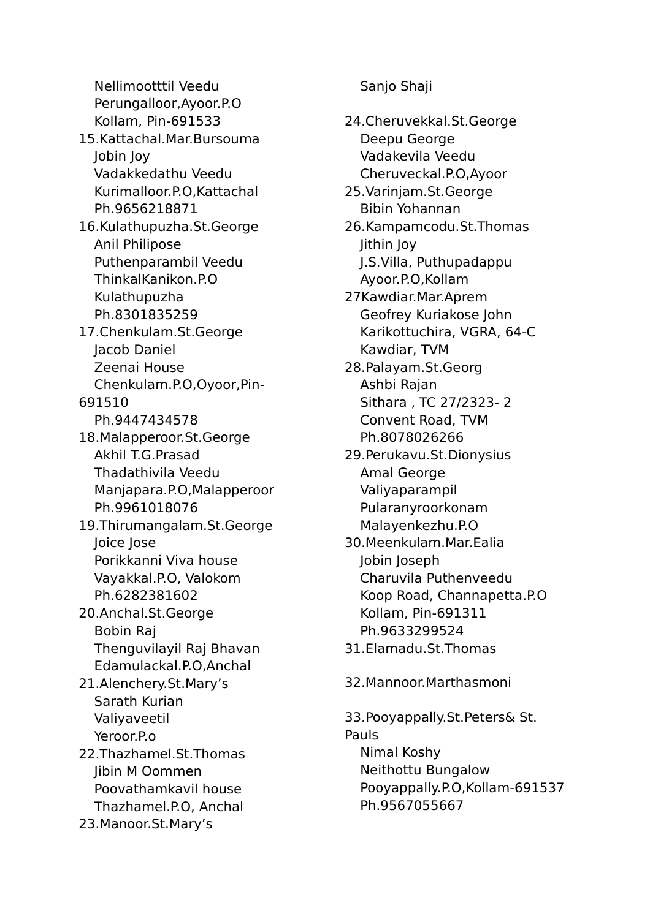Nellimootttil Veedu
Perungalloor,Ayoor.P.O
Kollam, Pin-691533

15.Kattachal.Mar.Bursouma
Jobin Joy
Vadakkedathu Veedu
Kurimalloor.P.O,Kattachal
Ph.9656218871

16.Kulathupuzha.St.George
Anil Philipose
Puthenparambil Veedu
ThinkalKanikon.P.O
Kulathupuzha
Ph.8301835259

17.Chenkulam.St.George
Jacob Daniel
Zeenai House
Chenkulam.P.O,Oyoor,Pin-691510
Ph.9447434578

18.Malapperoor.St.George
Akhil T.G.Prasad
Thadathivila Veedu
Manjapara.P.O,Malapperoor
Ph.9961018076

19.Thirumangalam.St.George
Joice Jose
Porikkanni Viva house
Vayakkal.P.O, Valokom
Ph.6282381602

20.Anchal.St.George
Bobin Raj
Thenguvilayil Raj Bhavan
Edamulackal.P.O,Anchal

21.Alenchery.St.Mary's
Sarath Kurian
Valiyaveetil
Yeroor.P.o

22.Thazhamel.St.Thomas
Jibin M Oommen
Poovathamkavil house
Thazhamel.P.O, Anchal

23.Manoor.St.Mary's
Sanjo Shaji

24.Cheruvekkal.St.George
Deepu George
Vadakevila Veedu
Cheruveckal.P.O,Ayoor

25.Varinjam.St.George
Bibin Yohannan

26.Kampamcodu.St.Thomas
Jithin Joy
J.S.Villa, Puthupadappu
Ayoor.P.O,Kollam

27Kawdiar.Mar.Aprem
Geofrey Kuriakose John
Karikottuchira, VGRA, 64-C
Kawdiar, TVM

28.Palayam.St.Georg
Ashbi Rajan
Sithara , TC 27/2323- 2
Convent Road, TVM
Ph.8078026266

29.Perukavu.St.Dionysius
Amal George
Valiyaparampil
Pularanyroorkonam
Malayenkezhu.P.O

30.Meenkulam.Mar.Ealia
Jobin Joseph
Charuvila Puthenveedu
Koop Road, Channapetta.P.O
Kollam, Pin-691311
Ph.9633299524

31.Elamadu.St.Thomas

32.Mannoor.Marthasmoni

33.Pooyappally.St.Peters& St. Pauls
Nimal Koshy
Neithottu Bungalow
Pooyappally.P.O,Kollam-691537
Ph.9567055667